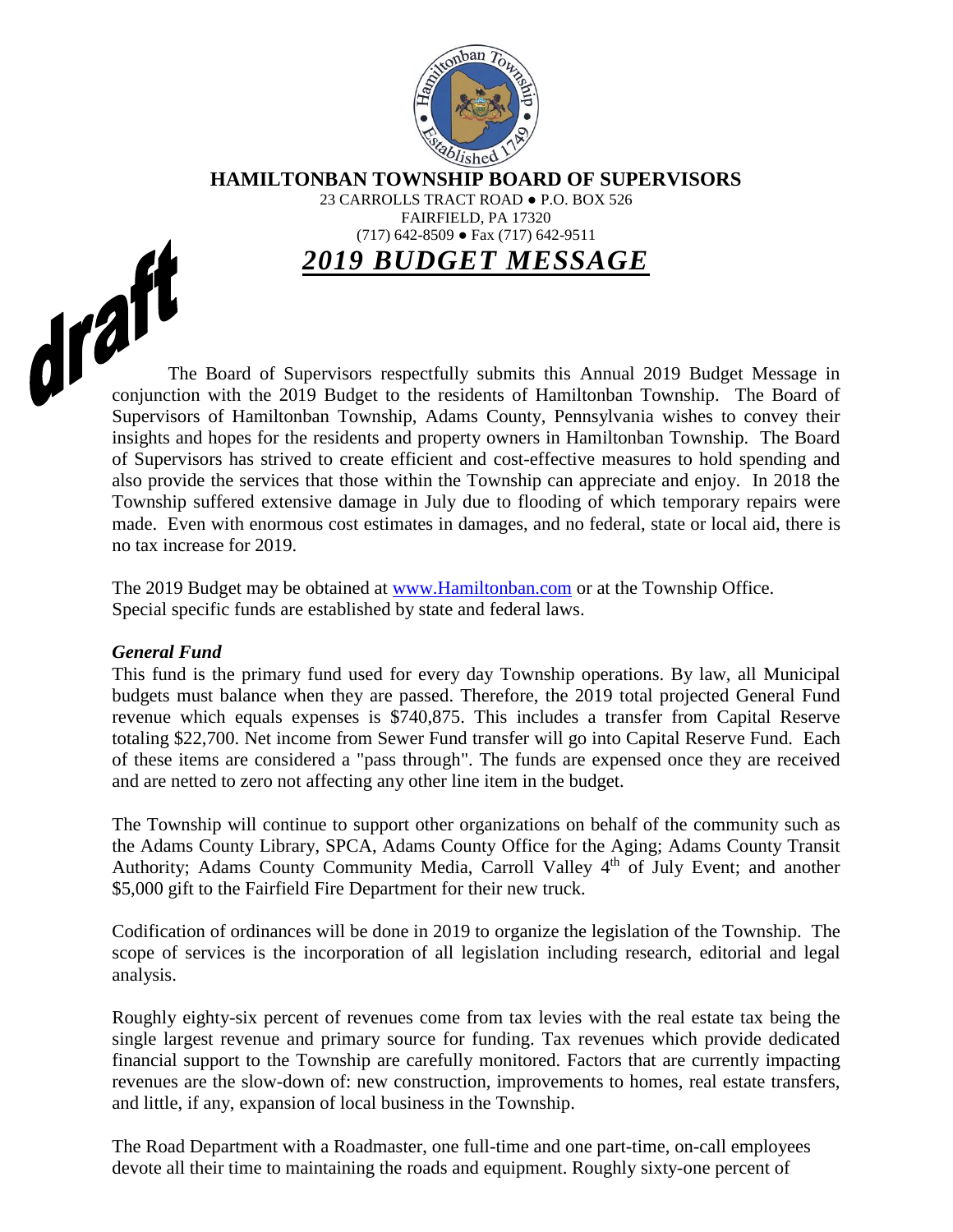# HAMILTONBAN TOWNSHIP BOARD OF SUPERVISORS

23 CARROLLS TRACT ROAD ● P.O. BOX 526
FAIRFIELD, PA 17320
(717) 642-8509 ● Fax (717) 642-9511

## ***2019 BUDGET MESSAGE***

draft

The Board of Supervisors respectfully submits this Annual 2019 Budget Message in conjunction with the 2019 Budget to the residents of Hamiltonban Township. The Board of Supervisors of Hamiltonban Township, Adams County, Pennsylvania wishes to convey their insights and hopes for the residents and property owners in Hamiltonban Township. The Board of Supervisors has strived to create efficient and cost-effective measures to hold spending and also provide the services that those within the Township can appreciate and enjoy. In 2018 the Township suffered extensive damage in July due to flooding of which temporary repairs were made. Even with enormous cost estimates in damages, and no federal, state or local aid, there is no tax increase for 2019.

The 2019 Budget may be obtained at www.Hamiltonban.com or at the Township Office.
Special specific funds are established by state and federal laws.

### *General Fund*

This fund is the primary fund used for every day Township operations. By law, all Municipal budgets must balance when they are passed. Therefore, the 2019 total projected General Fund revenue which equals expenses is $740,875. This includes a transfer from Capital Reserve totaling $22,700. Net income from Sewer Fund transfer will go into Capital Reserve Fund. Each of these items are considered a "pass through". The funds are expensed once they are received and are netted to zero not affecting any other line item in the budget.

The Township will continue to support other organizations on behalf of the community such as the Adams County Library, SPCA, Adams County Office for the Aging; Adams County Transit Authority; Adams County Community Media, Carroll Valley 4th of July Event; and another $5,000 gift to the Fairfield Fire Department for their new truck.

Codification of ordinances will be done in 2019 to organize the legislation of the Township. The scope of services is the incorporation of all legislation including research, editorial and legal analysis.

Roughly eighty-six percent of revenues come from tax levies with the real estate tax being the single largest revenue and primary source for funding. Tax revenues which provide dedicated financial support to the Township are carefully monitored. Factors that are currently impacting revenues are the slow-down of: new construction, improvements to homes, real estate transfers, and little, if any, expansion of local business in the Township.

The Road Department with a Roadmaster, one full-time and one part-time, on-call employees devote all their time to maintaining the roads and equipment. Roughly sixty-one percent of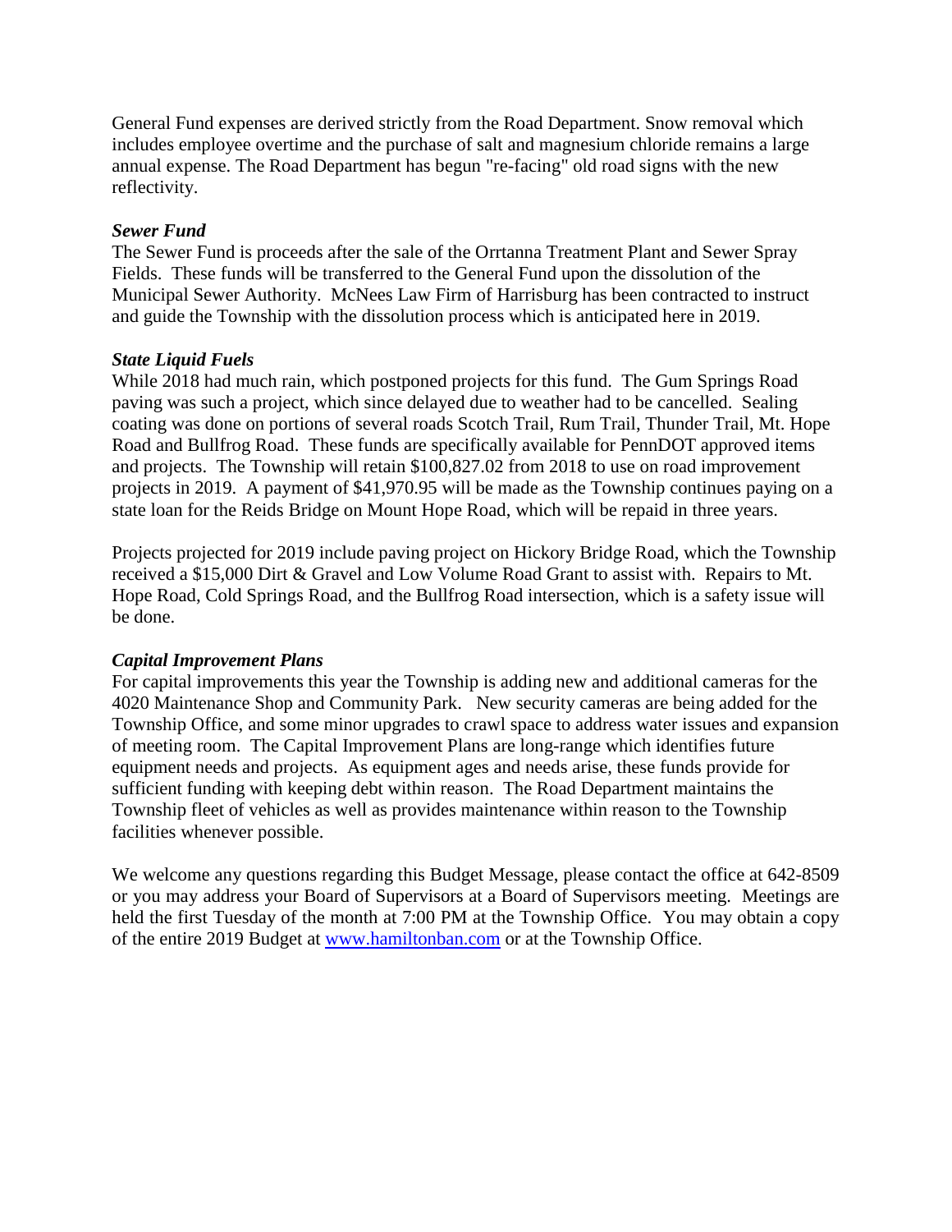General Fund expenses are derived strictly from the Road Department. Snow removal which includes employee overtime and the purchase of salt and magnesium chloride remains a large annual expense. The Road Department has begun "re-facing" old road signs with the new reflectivity.

***Sewer Fund***

The Sewer Fund is proceeds after the sale of the Orrtanna Treatment Plant and Sewer Spray Fields. These funds will be transferred to the General Fund upon the dissolution of the Municipal Sewer Authority. McNees Law Firm of Harrisburg has been contracted to instruct and guide the Township with the dissolution process which is anticipated here in 2019.

***State Liquid Fuels***

While 2018 had much rain, which postponed projects for this fund. The Gum Springs Road paving was such a project, which since delayed due to weather had to be cancelled. Sealing coating was done on portions of several roads Scotch Trail, Rum Trail, Thunder Trail, Mt. Hope Road and Bullfrog Road. These funds are specifically available for PennDOT approved items and projects. The Township will retain $100,827.02 from 2018 to use on road improvement projects in 2019. A payment of $41,970.95 will be made as the Township continues paying on a state loan for the Reids Bridge on Mount Hope Road, which will be repaid in three years.

Projects projected for 2019 include paving project on Hickory Bridge Road, which the Township received a $15,000 Dirt & Gravel and Low Volume Road Grant to assist with. Repairs to Mt. Hope Road, Cold Springs Road, and the Bullfrog Road intersection, which is a safety issue will be done.

***Capital Improvement Plans***

For capital improvements this year the Township is adding new and additional cameras for the 4020 Maintenance Shop and Community Park. New security cameras are being added for the Township Office, and some minor upgrades to crawl space to address water issues and expansion of meeting room. The Capital Improvement Plans are long-range which identifies future equipment needs and projects. As equipment ages and needs arise, these funds provide for sufficient funding with keeping debt within reason. The Road Department maintains the Township fleet of vehicles as well as provides maintenance within reason to the Township facilities whenever possible.

We welcome any questions regarding this Budget Message, please contact the office at 642-8509 or you may address your Board of Supervisors at a Board of Supervisors meeting. Meetings are held the first Tuesday of the month at 7:00 PM at the Township Office. You may obtain a copy of the entire 2019 Budget at [www.hamiltonban.com](www.hamiltonban.com) or at the Township Office.